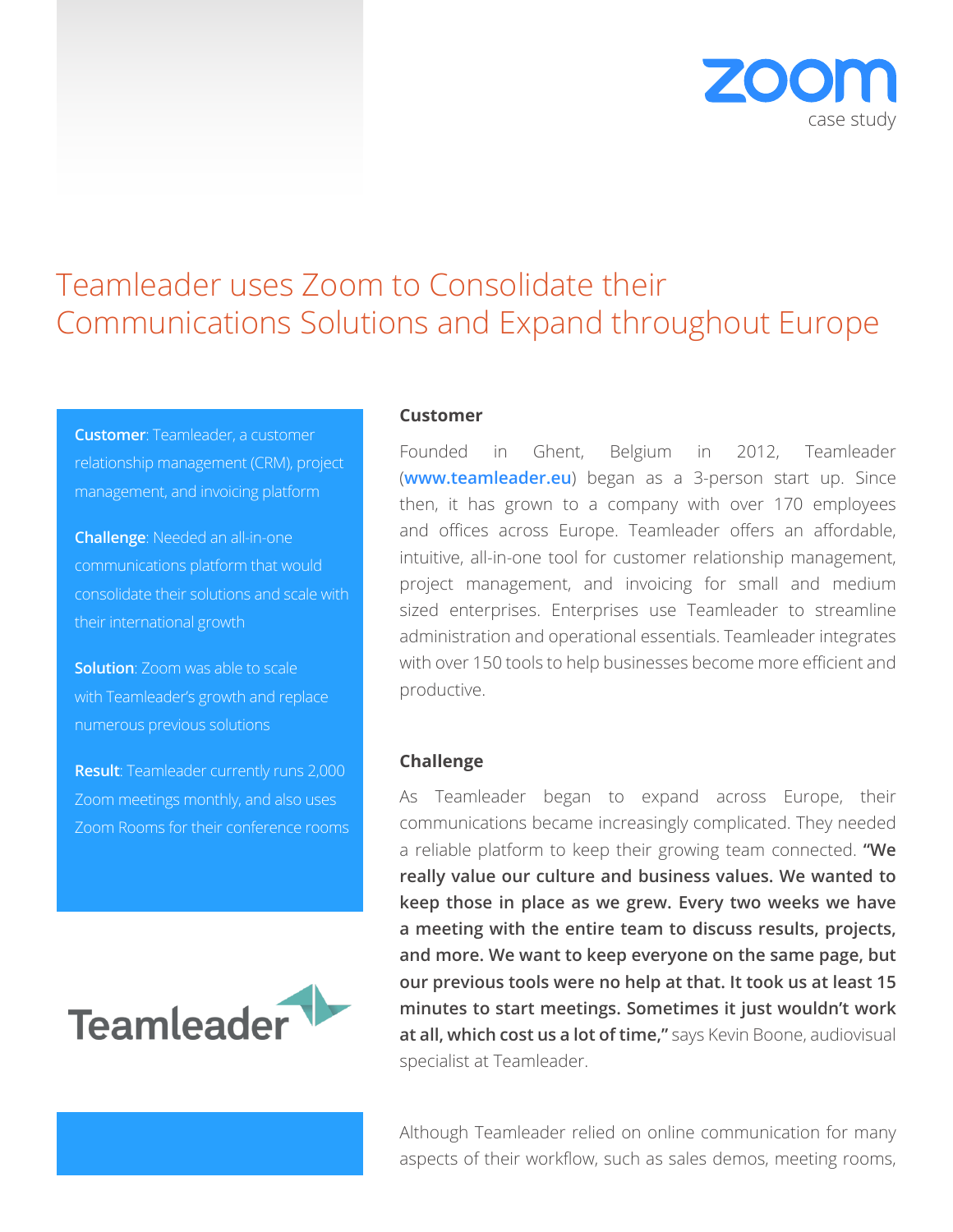zoom
case study

# Teamleader uses Zoom to Consolidate their Communications Solutions and Expand throughout Europe

**Customer**: Teamleader, a customer relationship management (CRM), project management, and invoicing platform

**Challenge**: Needed an all-in-one communications platform that would consolidate their solutions and scale with their international growth

**Solution**: Zoom was able to scale with Teamleader's growth and replace numerous previous solutions

**Result**: Teamleader currently runs 2,000 Zoom meetings monthly, and also uses Zoom Rooms for their conference rooms

Teamleader

## Customer

Founded in Ghent, Belgium in 2012, Teamleader (**www.teamleader.eu**) began as a 3-person start up. Since then, it has grown to a company with over 170 employees and offices across Europe. Teamleader offers an affordable, intuitive, all-in-one tool for customer relationship management, project management, and invoicing for small and medium sized enterprises. Enterprises use Teamleader to streamline administration and operational essentials. Teamleader integrates with over 150 tools to help businesses become more efficient and productive.

## Challenge

As Teamleader began to expand across Europe, their communications became increasingly complicated. They needed a reliable platform to keep their growing team connected. **"We really value our culture and business values. We wanted to keep those in place as we grew. Every two weeks we have a meeting with the entire team to discuss results, projects, and more. We want to keep everyone on the same page, but our previous tools were no help at that. It took us at least 15 minutes to start meetings. Sometimes it just wouldn't work at all, which cost us a lot of time,"** says Kevin Boone, audiovisual specialist at Teamleader.

Although Teamleader relied on online communication for many aspects of their workflow, such as sales demos, meeting rooms,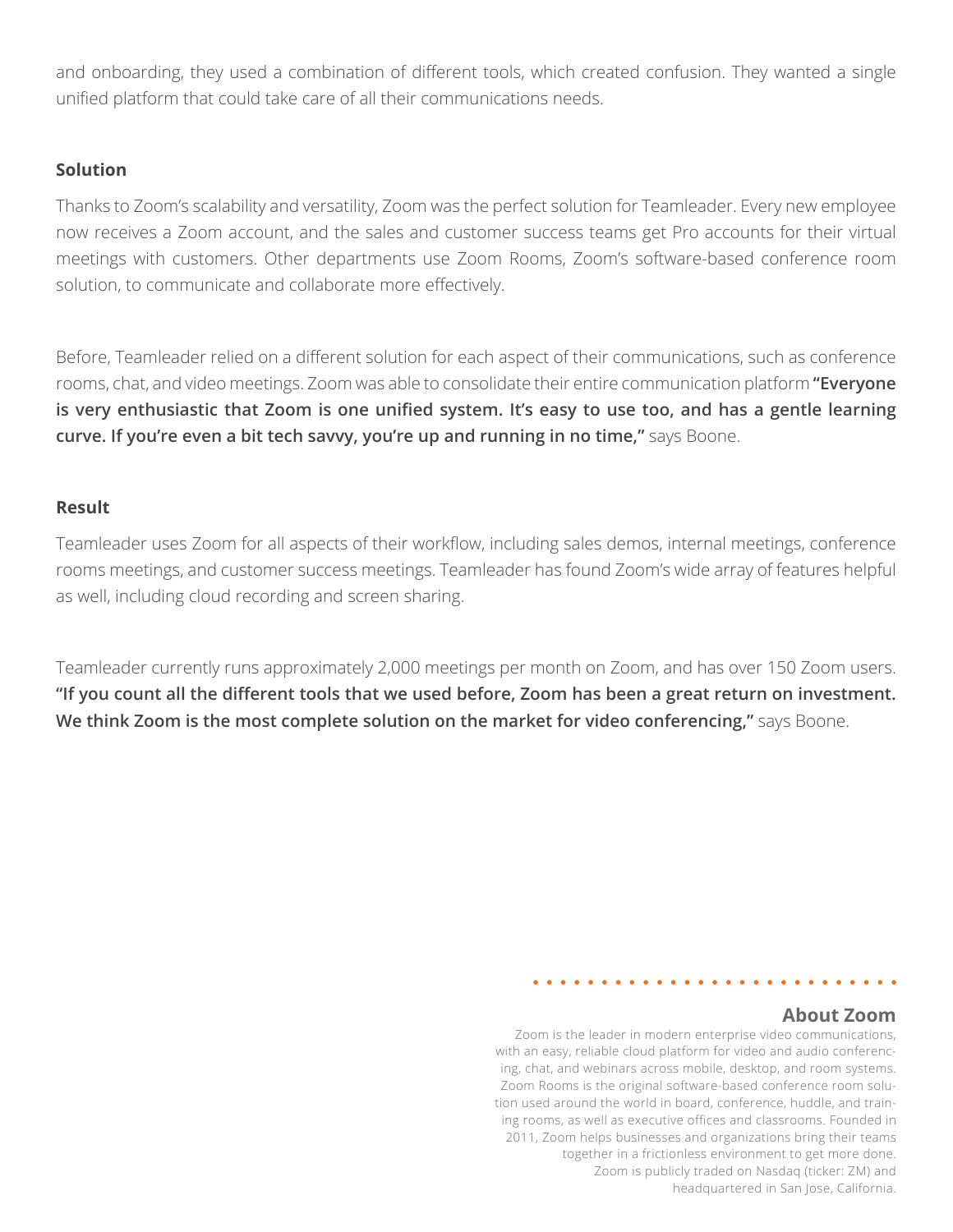and onboarding, they used a combination of different tools, which created confusion. They wanted a single unified platform that could take care of all their communications needs.

### Solution

Thanks to Zoom's scalability and versatility, Zoom was the perfect solution for Teamleader. Every new employee now receives a Zoom account, and the sales and customer success teams get Pro accounts for their virtual meetings with customers. Other departments use Zoom Rooms, Zoom's software-based conference room solution, to communicate and collaborate more effectively.

Before, Teamleader relied on a different solution for each aspect of their communications, such as conference rooms, chat, and video meetings. Zoom was able to consolidate their entire communication platform **"Everyone is very enthusiastic that Zoom is one unified system. It's easy to use too, and has a gentle learning curve. If you're even a bit tech savvy, you're up and running in no time,"** says Boone.

### Result

Teamleader uses Zoom for all aspects of their workflow, including sales demos, internal meetings, conference rooms meetings, and customer success meetings. Teamleader has found Zoom's wide array of features helpful as well, including cloud recording and screen sharing.

Teamleader currently runs approximately 2,000 meetings per month on Zoom, and has over 150 Zoom users. **"If you count all the different tools that we used before, Zoom has been a great return on investment. We think Zoom is the most complete solution on the market for video conferencing,"** says Boone.

### About Zoom

Zoom is the leader in modern enterprise video communications, with an easy, reliable cloud platform for video and audio conferencing, chat, and webinars across mobile, desktop, and room systems. Zoom Rooms is the original software-based conference room solution used around the world in board, conference, huddle, and training rooms, as well as executive offices and classrooms. Founded in 2011, Zoom helps businesses and organizations bring their teams together in a frictionless environment to get more done. Zoom is publicly traded on Nasdaq (ticker: ZM) and headquartered in San Jose, California.